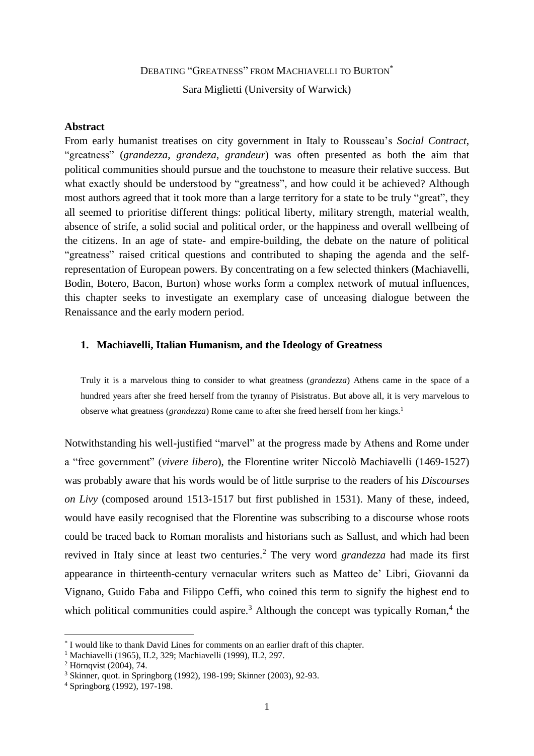# Debating "Greatness" from Machiavelli to Burton[*]

Sara Miglietti (University of Warwick)

**Abstract**

From early humanist treatises on city government in Italy to Rousseau's *Social Contract*, "greatness" (*grandezza*, *grandeza*, *grandeur*) was often presented as both the aim that political communities should pursue and the touchstone to measure their relative success. But what exactly should be understood by "greatness", and how could it be achieved? Although most authors agreed that it took more than a large territory for a state to be truly "great", they all seemed to prioritise different things: political liberty, military strength, material wealth, absence of strife, a solid social and political order, or the happiness and overall wellbeing of the citizens. In an age of state- and empire-building, the debate on the nature of political "greatness" raised critical questions and contributed to shaping the agenda and the self-representation of European powers. By concentrating on a few selected thinkers (Machiavelli, Bodin, Botero, Bacon, Burton) whose works form a complex network of mutual influences, this chapter seeks to investigate an exemplary case of unceasing dialogue between the Renaissance and the early modern period.

## 1. Machiavelli, Italian Humanism, and the Ideology of Greatness

> Truly it is a marvelous thing to consider to what greatness (*grandezza*) Athens came in the space of a hundred years after she freed herself from the tyranny of Pisistratus. But above all, it is very marvelous to observe what greatness (*grandezza*) Rome came to after she freed herself from her kings.[1]

Notwithstanding his well-justified "marvel" at the progress made by Athens and Rome under a "free government" (*vivere libero*), the Florentine writer Niccolò Machiavelli (1469-1527) was probably aware that his words would be of little surprise to the readers of his *Discourses on Livy* (composed around 1513-1517 but first published in 1531). Many of these, indeed, would have easily recognised that the Florentine was subscribing to a discourse whose roots could be traced back to Roman moralists and historians such as Sallust, and which had been revived in Italy since at least two centuries.[2] The very word *grandezza* had made its first appearance in thirteenth-century vernacular writers such as Matteo de' Libri, Giovanni da Vignano, Guido Faba and Filippo Ceffi, who coined this term to signify the highest end to which political communities could aspire.[3] Although the concept was typically Roman,[4] the

---

[*] I would like to thank David Lines for comments on an earlier draft of this chapter.

[1] Machiavelli (1965), II.2, 329; Machiavelli (1999), II.2, 297.

[2] Hörnqvist (2004), 74.

[3] Skinner, quot. in Springborg (1992), 198-199; Skinner (2003), 92-93.

[4] Springborg (1992), 197-198.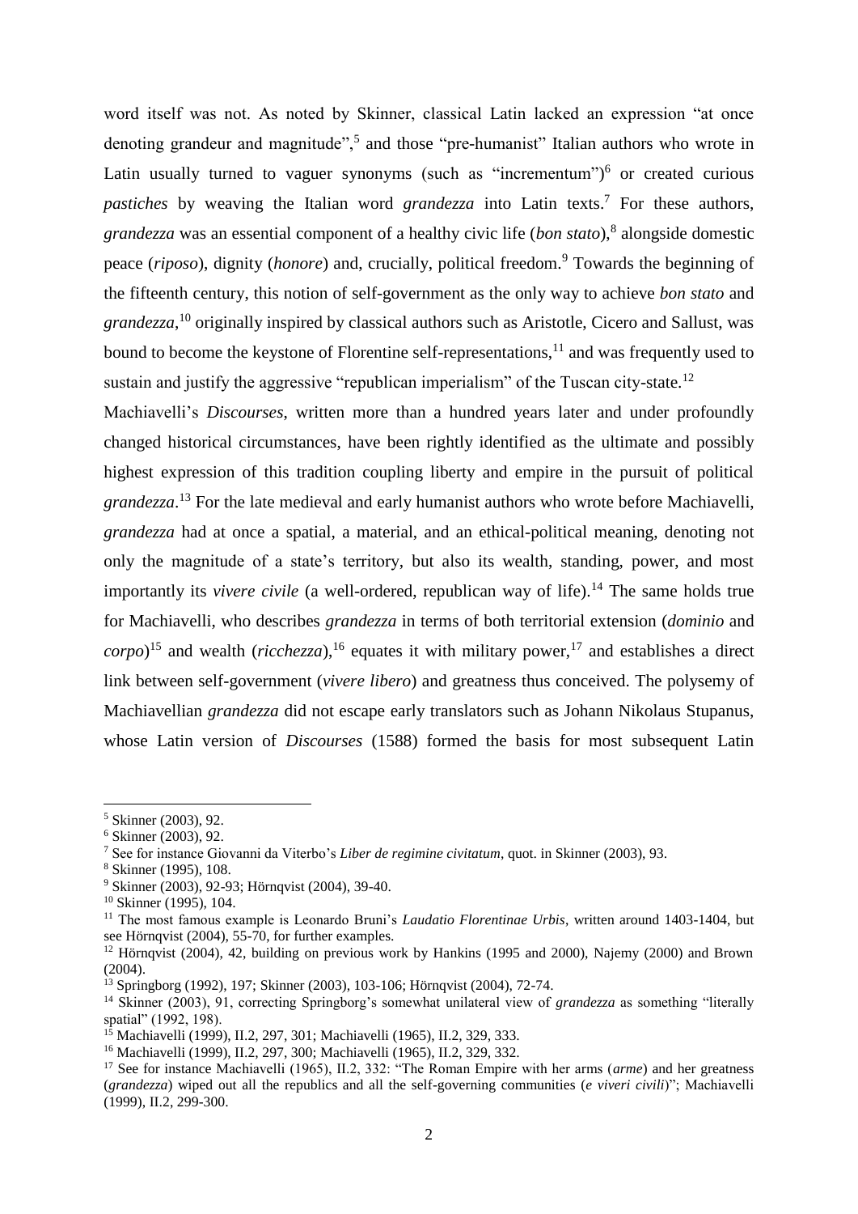word itself was not. As noted by Skinner, classical Latin lacked an expression "at once denoting grandeur and magnitude",[5] and those "pre-humanist" Italian authors who wrote in Latin usually turned to vaguer synonyms (such as "incrementum")[6] or created curious *pastiches* by weaving the Italian word *grandezza* into Latin texts.[7] For these authors, *grandezza* was an essential component of a healthy civic life (*bon stato*),[8] alongside domestic peace (*riposo*), dignity (*honore*) and, crucially, political freedom.[9] Towards the beginning of the fifteenth century, this notion of self-government as the only way to achieve *bon stato* and *grandezza*,[10] originally inspired by classical authors such as Aristotle, Cicero and Sallust, was bound to become the keystone of Florentine self-representations,[11] and was frequently used to sustain and justify the aggressive "republican imperialism" of the Tuscan city-state.[12]

Machiavelli's *Discourses*, written more than a hundred years later and under profoundly changed historical circumstances, have been rightly identified as the ultimate and possibly highest expression of this tradition coupling liberty and empire in the pursuit of political *grandezza*.[13] For the late medieval and early humanist authors who wrote before Machiavelli, *grandezza* had at once a spatial, a material, and an ethical-political meaning, denoting not only the magnitude of a state's territory, but also its wealth, standing, power, and most importantly its *vivere civile* (a well-ordered, republican way of life).[14] The same holds true for Machiavelli, who describes *grandezza* in terms of both territorial extension (*dominio* and *corpo*)[15] and wealth (*ricchezza*),[16] equates it with military power,[17] and establishes a direct link between self-government (*vivere libero*) and greatness thus conceived. The polysemy of Machiavellian *grandezza* did not escape early translators such as Johann Nikolaus Stupanus, whose Latin version of *Discourses* (1588) formed the basis for most subsequent Latin

---

[5] Skinner (2003), 92.

[6] Skinner (2003), 92.

[7] See for instance Giovanni da Viterbo's *Liber de regimine civitatum*, quot. in Skinner (2003), 93.

[8] Skinner (1995), 108.

[9] Skinner (2003), 92-93; Hörnqvist (2004), 39-40.

[10] Skinner (1995), 104.

[11] The most famous example is Leonardo Bruni's *Laudatio Florentinae Urbis*, written around 1403-1404, but see Hörnqvist (2004), 55-70, for further examples.

[12] Hörnqvist (2004), 42, building on previous work by Hankins (1995 and 2000), Najemy (2000) and Brown (2004).

[13] Springborg (1992), 197; Skinner (2003), 103-106; Hörnqvist (2004), 72-74.

[14] Skinner (2003), 91, correcting Springborg's somewhat unilateral view of *grandezza* as something "literally spatial" (1992, 198).

[15] Machiavelli (1999), II.2, 297, 301; Machiavelli (1965), II.2, 329, 333.

[16] Machiavelli (1999), II.2, 297, 300; Machiavelli (1965), II.2, 329, 332.

[17] See for instance Machiavelli (1965), II.2, 332: "The Roman Empire with her arms (*arme*) and her greatness (*grandezza*) wiped out all the republics and all the self-governing communities (*e viveri civili*)"; Machiavelli (1999), II.2, 299-300.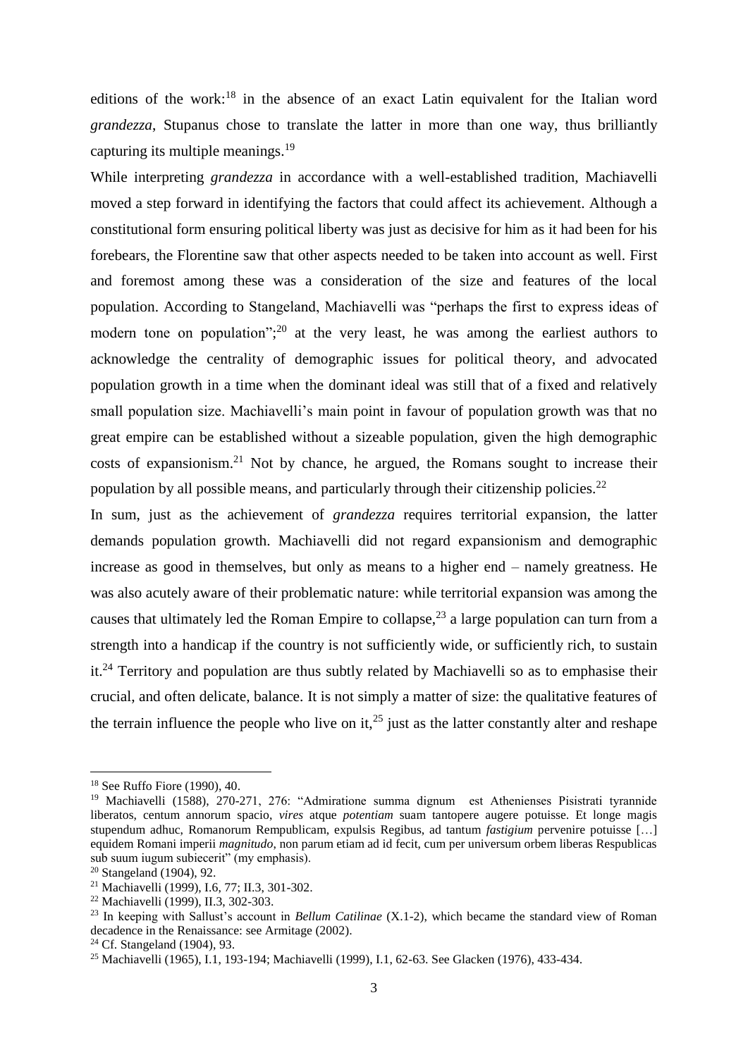editions of the work:[18] in the absence of an exact Latin equivalent for the Italian word *grandezza*, Stupanus chose to translate the latter in more than one way, thus brilliantly capturing its multiple meanings.[19]

While interpreting *grandezza* in accordance with a well-established tradition, Machiavelli moved a step forward in identifying the factors that could affect its achievement. Although a constitutional form ensuring political liberty was just as decisive for him as it had been for his forebears, the Florentine saw that other aspects needed to be taken into account as well. First and foremost among these was a consideration of the size and features of the local population. According to Stangeland, Machiavelli was "perhaps the first to express ideas of modern tone on population";[20] at the very least, he was among the earliest authors to acknowledge the centrality of demographic issues for political theory, and advocated population growth in a time when the dominant ideal was still that of a fixed and relatively small population size. Machiavelli's main point in favour of population growth was that no great empire can be established without a sizeable population, given the high demographic costs of expansionism.[21] Not by chance, he argued, the Romans sought to increase their population by all possible means, and particularly through their citizenship policies.[22]

In sum, just as the achievement of *grandezza* requires territorial expansion, the latter demands population growth. Machiavelli did not regard expansionism and demographic increase as good in themselves, but only as means to a higher end – namely greatness. He was also acutely aware of their problematic nature: while territorial expansion was among the causes that ultimately led the Roman Empire to collapse,[23] a large population can turn from a strength into a handicap if the country is not sufficiently wide, or sufficiently rich, to sustain it.[24] Territory and population are thus subtly related by Machiavelli so as to emphasise their crucial, and often delicate, balance. It is not simply a matter of size: the qualitative features of the terrain influence the people who live on it,[25] just as the latter constantly alter and reshape

---

[18] See Ruffo Fiore (1990), 40.

[19] Machiavelli (1588), 270-271, 276: "Admiratione summa dignum est Athenienses Pisistrati tyrannide liberatos, centum annorum spacio, *vires* atque *potentiam* suam tantopere augere potuisse. Et longe magis stupendum adhuc, Romanorum Rempublicam, expulsis Regibus, ad tantum *fastigium* pervenire potuisse […] equidem Romani imperii *magnitudo*, non parum etiam ad id fecit, cum per universum orbem liberas Respublicas sub suum iugum subiecerit" (my emphasis).

[20] Stangeland (1904), 92.

[21] Machiavelli (1999), I.6, 77; II.3, 301-302.

[22] Machiavelli (1999), II.3, 302-303.

[23] In keeping with Sallust's account in *Bellum Catilinae* (X.1-2), which became the standard view of Roman decadence in the Renaissance: see Armitage (2002).

[24] Cf. Stangeland (1904), 93.

[25] Machiavelli (1965), I.1, 193-194; Machiavelli (1999), I.1, 62-63. See Glacken (1976), 433-434.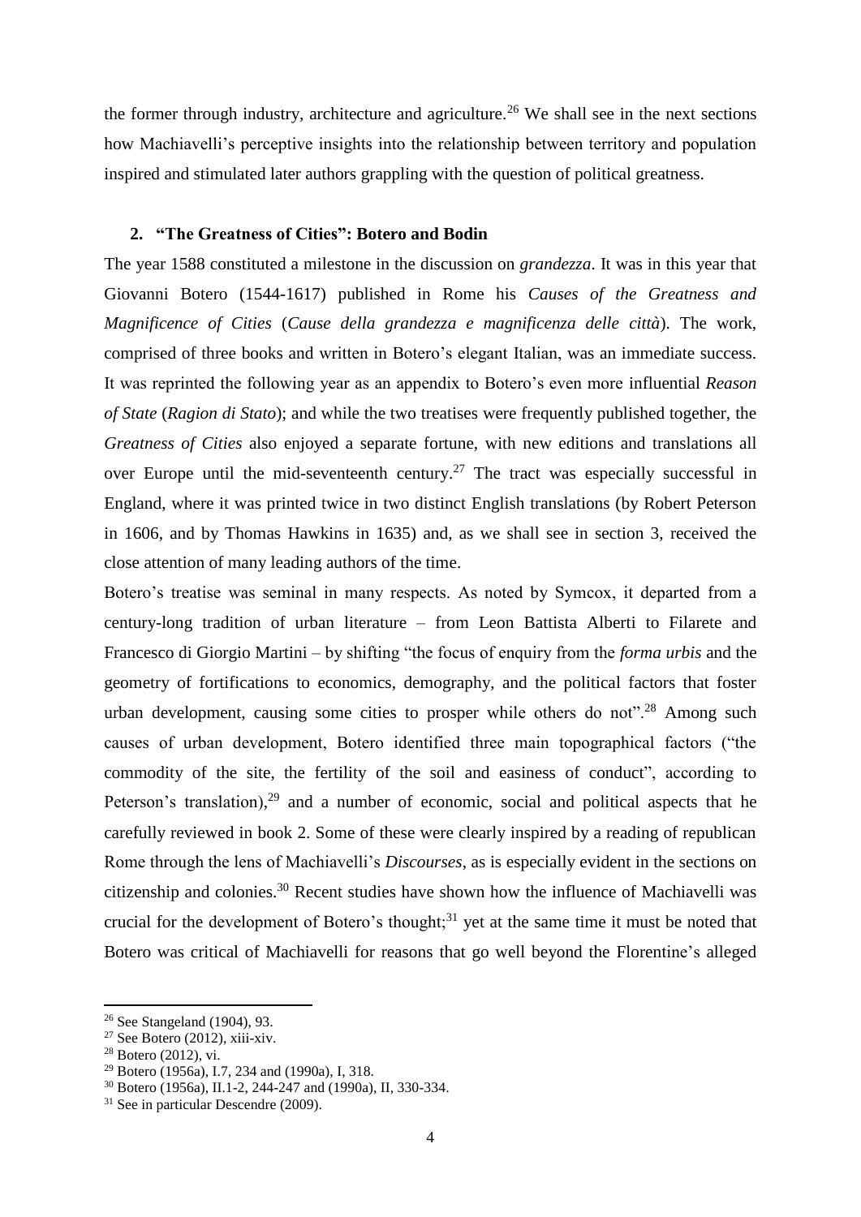the former through industry, architecture and agriculture.[26] We shall see in the next sections how Machiavelli's perceptive insights into the relationship between territory and population inspired and stimulated later authors grappling with the question of political greatness.

## 2. "The Greatness of Cities": Botero and Bodin

The year 1588 constituted a milestone in the discussion on *grandezza*. It was in this year that Giovanni Botero (1544-1617) published in Rome his *Causes of the Greatness and Magnificence of Cities* (*Cause della grandezza e magnificenza delle città*). The work, comprised of three books and written in Botero's elegant Italian, was an immediate success. It was reprinted the following year as an appendix to Botero's even more influential *Reason of State* (*Ragion di Stato*); and while the two treatises were frequently published together, the *Greatness of Cities* also enjoyed a separate fortune, with new editions and translations all over Europe until the mid-seventeenth century.[27] The tract was especially successful in England, where it was printed twice in two distinct English translations (by Robert Peterson in 1606, and by Thomas Hawkins in 1635) and, as we shall see in section 3, received the close attention of many leading authors of the time.

Botero's treatise was seminal in many respects. As noted by Symcox, it departed from a century-long tradition of urban literature – from Leon Battista Alberti to Filarete and Francesco di Giorgio Martini – by shifting "the focus of enquiry from the *forma urbis* and the geometry of fortifications to economics, demography, and the political factors that foster urban development, causing some cities to prosper while others do not".[28] Among such causes of urban development, Botero identified three main topographical factors ("the commodity of the site, the fertility of the soil and easiness of conduct", according to Peterson's translation),[29] and a number of economic, social and political aspects that he carefully reviewed in book 2. Some of these were clearly inspired by a reading of republican Rome through the lens of Machiavelli's *Discourses*, as is especially evident in the sections on citizenship and colonies.[30] Recent studies have shown how the influence of Machiavelli was crucial for the development of Botero's thought;[31] yet at the same time it must be noted that Botero was critical of Machiavelli for reasons that go well beyond the Florentine's alleged

---

[26] See Stangeland (1904), 93.

[27] See Botero (2012), xiii-xiv.

[28] Botero (2012), vi.

[29] Botero (1956a), I.7, 234 and (1990a), I, 318.

[30] Botero (1956a), II.1-2, 244-247 and (1990a), II, 330-334.

[31] See in particular Descendre (2009).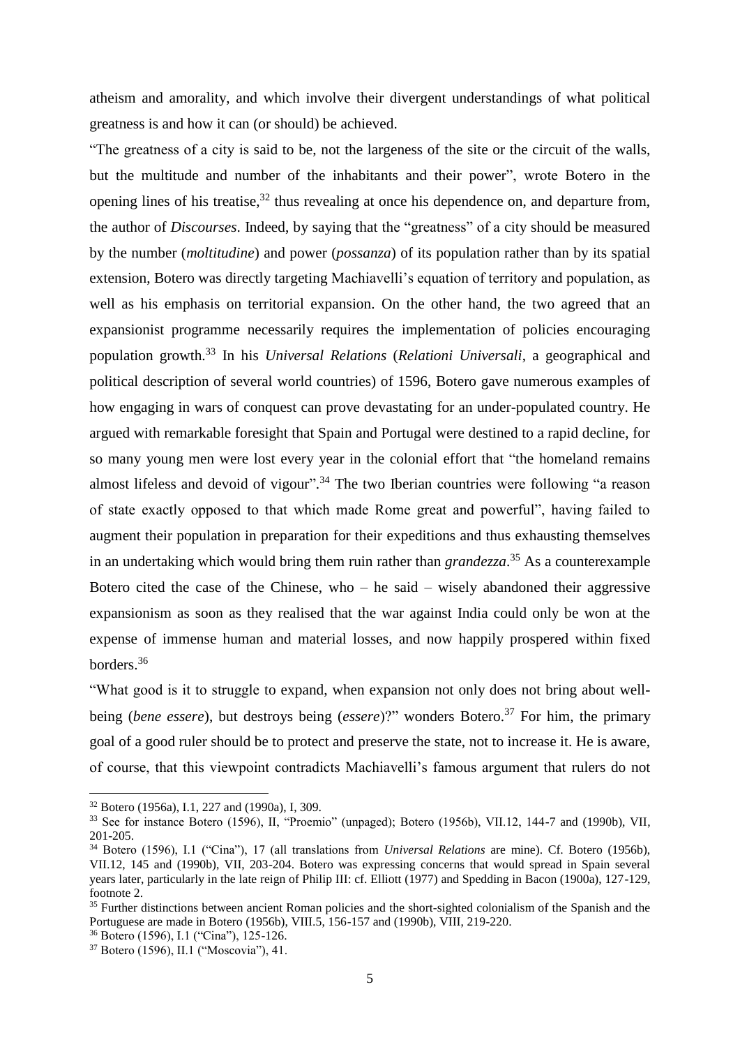atheism and amorality, and which involve their divergent understandings of what political greatness is and how it can (or should) be achieved.

"The greatness of a city is said to be, not the largeness of the site or the circuit of the walls, but the multitude and number of the inhabitants and their power", wrote Botero in the opening lines of his treatise,[32] thus revealing at once his dependence on, and departure from, the author of *Discourses*. Indeed, by saying that the "greatness" of a city should be measured by the number (*moltitudine*) and power (*possanza*) of its population rather than by its spatial extension, Botero was directly targeting Machiavelli's equation of territory and population, as well as his emphasis on territorial expansion. On the other hand, the two agreed that an expansionist programme necessarily requires the implementation of policies encouraging population growth.[33] In his *Universal Relations* (*Relationi Universali*, a geographical and political description of several world countries) of 1596, Botero gave numerous examples of how engaging in wars of conquest can prove devastating for an under-populated country. He argued with remarkable foresight that Spain and Portugal were destined to a rapid decline, for so many young men were lost every year in the colonial effort that "the homeland remains almost lifeless and devoid of vigour".[34] The two Iberian countries were following "a reason of state exactly opposed to that which made Rome great and powerful", having failed to augment their population in preparation for their expeditions and thus exhausting themselves in an undertaking which would bring them ruin rather than *grandezza*.[35] As a counterexample Botero cited the case of the Chinese, who – he said – wisely abandoned their aggressive expansionism as soon as they realised that the war against India could only be won at the expense of immense human and material losses, and now happily prospered within fixed borders.[36]

"What good is it to struggle to expand, when expansion not only does not bring about well-being (*bene essere*), but destroys being (*essere*)?" wonders Botero.[37] For him, the primary goal of a good ruler should be to protect and preserve the state, not to increase it. He is aware, of course, that this viewpoint contradicts Machiavelli's famous argument that rulers do not

---

[32] Botero (1956a), I.1, 227 and (1990a), I, 309.

[33] See for instance Botero (1596), II, "Proemio" (unpaged); Botero (1956b), VII.12, 144-7 and (1990b), VII, 201-205.

[34] Botero (1596), I.1 ("Cina"), 17 (all translations from *Universal Relations* are mine). Cf. Botero (1956b), VII.12, 145 and (1990b), VII, 203-204. Botero was expressing concerns that would spread in Spain several years later, particularly in the late reign of Philip III: cf. Elliott (1977) and Spedding in Bacon (1900a), 127-129, footnote 2.

[35] Further distinctions between ancient Roman policies and the short-sighted colonialism of the Spanish and the Portuguese are made in Botero (1956b), VIII.5, 156-157 and (1990b), VIII, 219-220.

[36] Botero (1596), I.1 ("Cina"), 125-126.

[37] Botero (1596), II.1 ("Moscovia"), 41.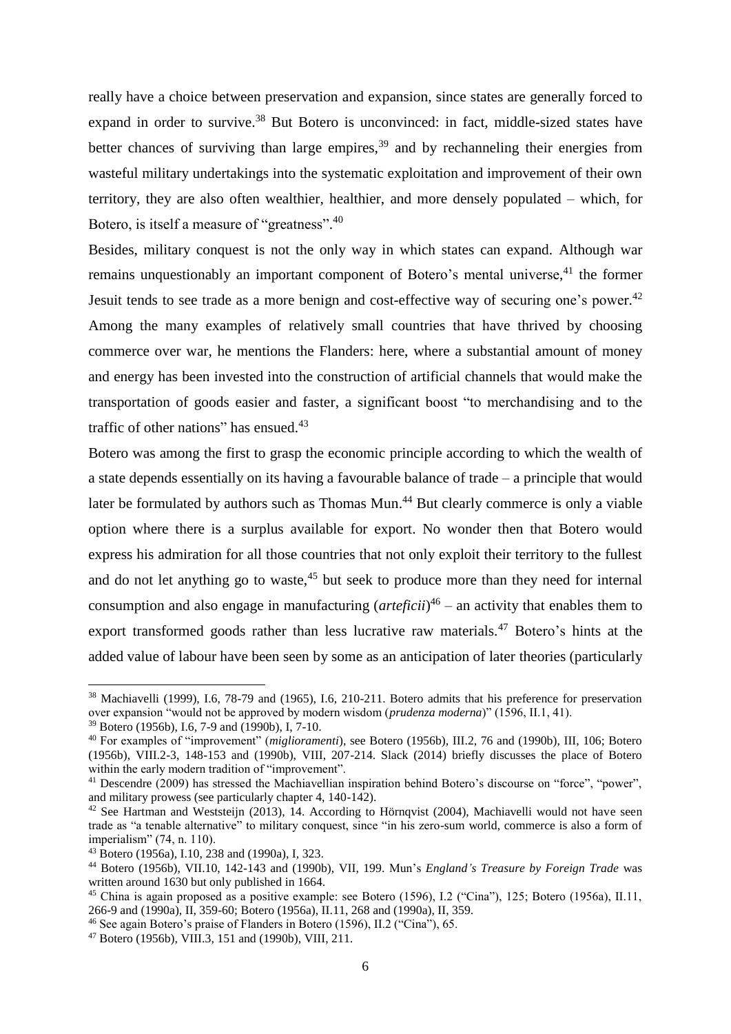really have a choice between preservation and expansion, since states are generally forced to expand in order to survive.[38] But Botero is unconvinced: in fact, middle-sized states have better chances of surviving than large empires,[39] and by rechanneling their energies from wasteful military undertakings into the systematic exploitation and improvement of their own territory, they are also often wealthier, healthier, and more densely populated – which, for Botero, is itself a measure of "greatness".[40]

Besides, military conquest is not the only way in which states can expand. Although war remains unquestionably an important component of Botero's mental universe,[41] the former Jesuit tends to see trade as a more benign and cost-effective way of securing one's power.[42] Among the many examples of relatively small countries that have thrived by choosing commerce over war, he mentions the Flanders: here, where a substantial amount of money and energy has been invested into the construction of artificial channels that would make the transportation of goods easier and faster, a significant boost "to merchandising and to the traffic of other nations" has ensued.[43]

Botero was among the first to grasp the economic principle according to which the wealth of a state depends essentially on its having a favourable balance of trade – a principle that would later be formulated by authors such as Thomas Mun.[44] But clearly commerce is only a viable option where there is a surplus available for export. No wonder then that Botero would express his admiration for all those countries that not only exploit their territory to the fullest and do not let anything go to waste,[45] but seek to produce more than they need for internal consumption and also engage in manufacturing (*arteficii*)[46] – an activity that enables them to export transformed goods rather than less lucrative raw materials.[47] Botero's hints at the added value of labour have been seen by some as an anticipation of later theories (particularly

---

[38] Machiavelli (1999), I.6, 78-79 and (1965), I.6, 210-211. Botero admits that his preference for preservation over expansion "would not be approved by modern wisdom (*prudenza moderna*)" (1596, II.1, 41).

[39] Botero (1956b), I.6, 7-9 and (1990b), I, 7-10.

[40] For examples of "improvement" (*miglioramenti*), see Botero (1956b), III.2, 76 and (1990b), III, 106; Botero (1956b), VIII.2-3, 148-153 and (1990b), VIII, 207-214. Slack (2014) briefly discusses the place of Botero within the early modern tradition of "improvement".

[41] Descendre (2009) has stressed the Machiavellian inspiration behind Botero's discourse on "force", "power", and military prowess (see particularly chapter 4, 140-142).

[42] See Hartman and Weststeijn (2013), 14. According to Hörnqvist (2004), Machiavelli would not have seen trade as "a tenable alternative" to military conquest, since "in his zero-sum world, commerce is also a form of imperialism" (74, n. 110).

[43] Botero (1956a), I.10, 238 and (1990a), I, 323.

[44] Botero (1956b), VII.10, 142-143 and (1990b), VII, 199. Mun's *England's Treasure by Foreign Trade* was written around 1630 but only published in 1664.

[45] China is again proposed as a positive example: see Botero (1596), I.2 ("Cina"), 125; Botero (1956a), II.11, 266-9 and (1990a), II, 359-60; Botero (1956a), II.11, 268 and (1990a), II, 359.

[46] See again Botero's praise of Flanders in Botero (1596), II.2 ("Cina"), 65.

[47] Botero (1956b), VIII.3, 151 and (1990b), VIII, 211.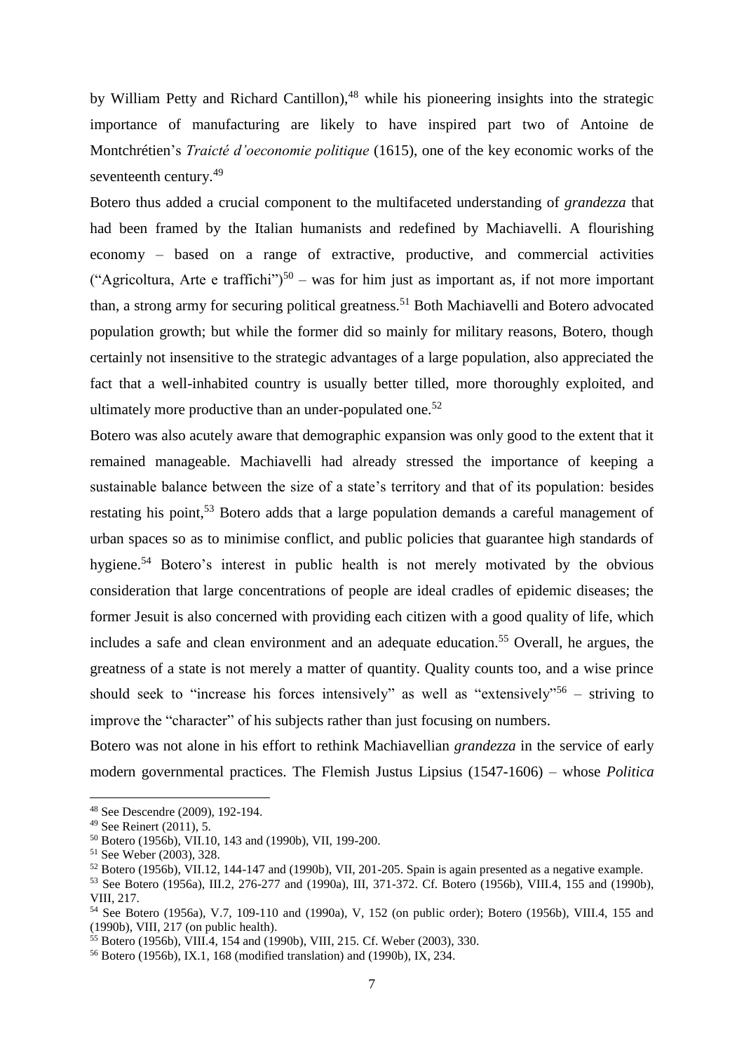by William Petty and Richard Cantillon),[48] while his pioneering insights into the strategic importance of manufacturing are likely to have inspired part two of Antoine de Montchrétien's *Traicté d'oeconomie politique* (1615), one of the key economic works of the seventeenth century.[49]

Botero thus added a crucial component to the multifaceted understanding of *grandezza* that had been framed by the Italian humanists and redefined by Machiavelli. A flourishing economy – based on a range of extractive, productive, and commercial activities ("Agricoltura, Arte e traffichi")[50] – was for him just as important as, if not more important than, a strong army for securing political greatness.[51] Both Machiavelli and Botero advocated population growth; but while the former did so mainly for military reasons, Botero, though certainly not insensitive to the strategic advantages of a large population, also appreciated the fact that a well-inhabited country is usually better tilled, more thoroughly exploited, and ultimately more productive than an under-populated one.[52]

Botero was also acutely aware that demographic expansion was only good to the extent that it remained manageable. Machiavelli had already stressed the importance of keeping a sustainable balance between the size of a state's territory and that of its population: besides restating his point,[53] Botero adds that a large population demands a careful management of urban spaces so as to minimise conflict, and public policies that guarantee high standards of hygiene.[54] Botero's interest in public health is not merely motivated by the obvious consideration that large concentrations of people are ideal cradles of epidemic diseases; the former Jesuit is also concerned with providing each citizen with a good quality of life, which includes a safe and clean environment and an adequate education.[55] Overall, he argues, the greatness of a state is not merely a matter of quantity. Quality counts too, and a wise prince should seek to "increase his forces intensively" as well as "extensively"[56] – striving to improve the "character" of his subjects rather than just focusing on numbers.

Botero was not alone in his effort to rethink Machiavellian *grandezza* in the service of early modern governmental practices. The Flemish Justus Lipsius (1547-1606) – whose *Politica*

---

[48] See Descendre (2009), 192-194.

[49] See Reinert (2011), 5.

[50] Botero (1956b), VII.10, 143 and (1990b), VII, 199-200.

[51] See Weber (2003), 328.

[52] Botero (1956b), VII.12, 144-147 and (1990b), VII, 201-205. Spain is again presented as a negative example.

[53] See Botero (1956a), III.2, 276-277 and (1990a), III, 371-372. Cf. Botero (1956b), VIII.4, 155 and (1990b), VIII, 217.

[54] See Botero (1956a), V.7, 109-110 and (1990a), V, 152 (on public order); Botero (1956b), VIII.4, 155 and (1990b), VIII, 217 (on public health).

[55] Botero (1956b), VIII.4, 154 and (1990b), VIII, 215. Cf. Weber (2003), 330.

[56] Botero (1956b), IX.1, 168 (modified translation) and (1990b), IX, 234.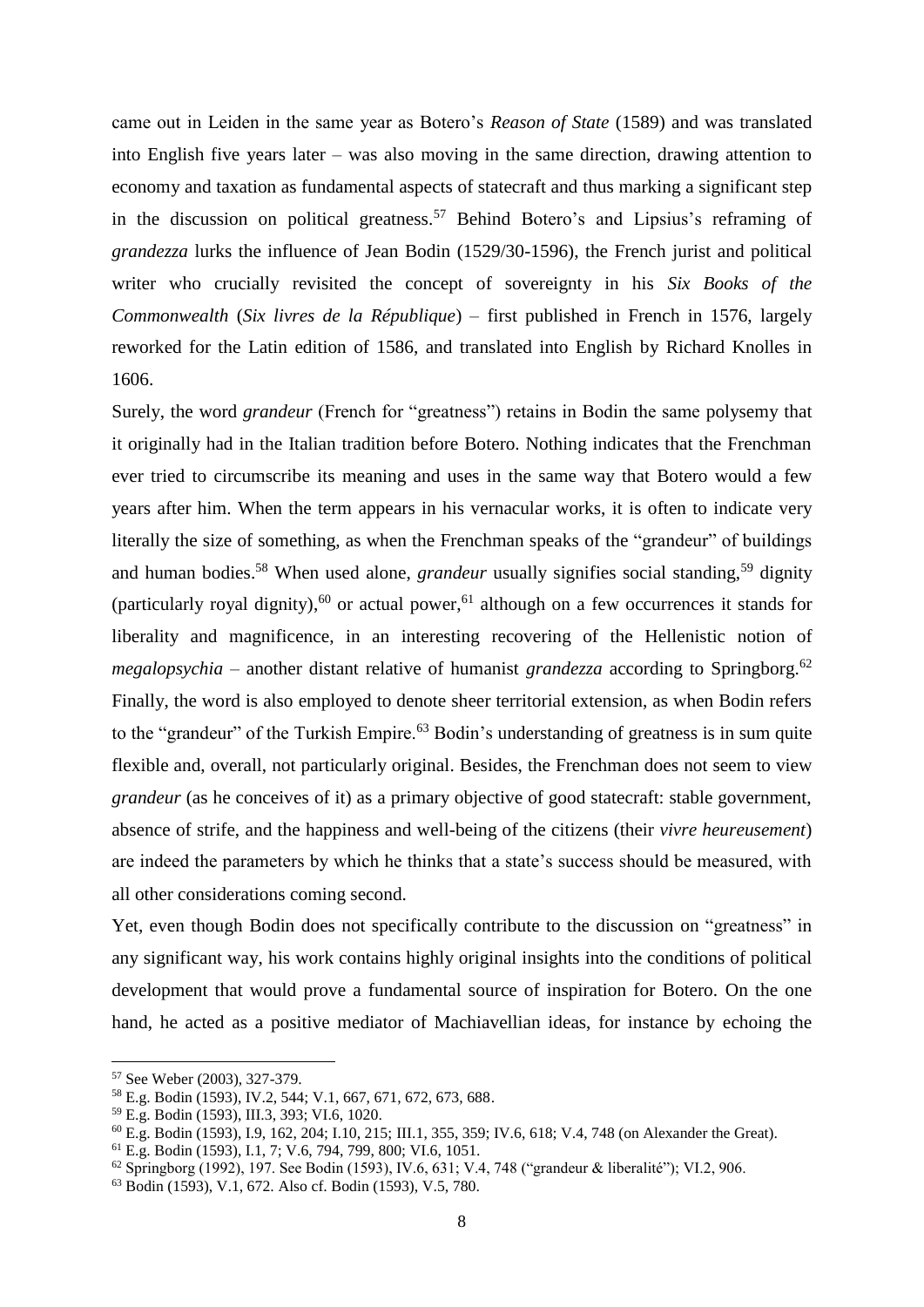came out in Leiden in the same year as Botero's *Reason of State* (1589) and was translated into English five years later – was also moving in the same direction, drawing attention to economy and taxation as fundamental aspects of statecraft and thus marking a significant step in the discussion on political greatness.[57] Behind Botero's and Lipsius's reframing of *grandezza* lurks the influence of Jean Bodin (1529/30-1596), the French jurist and political writer who crucially revisited the concept of sovereignty in his *Six Books of the Commonwealth* (*Six livres de la République*) – first published in French in 1576, largely reworked for the Latin edition of 1586, and translated into English by Richard Knolles in 1606.

Surely, the word *grandeur* (French for "greatness") retains in Bodin the same polysemy that it originally had in the Italian tradition before Botero. Nothing indicates that the Frenchman ever tried to circumscribe its meaning and uses in the same way that Botero would a few years after him. When the term appears in his vernacular works, it is often to indicate very literally the size of something, as when the Frenchman speaks of the "grandeur" of buildings and human bodies.[58] When used alone, *grandeur* usually signifies social standing,[59] dignity (particularly royal dignity),[60] or actual power,[61] although on a few occurrences it stands for liberality and magnificence, in an interesting recovering of the Hellenistic notion of *megalopsychia* – another distant relative of humanist *grandezza* according to Springborg.[62] Finally, the word is also employed to denote sheer territorial extension, as when Bodin refers to the "grandeur" of the Turkish Empire.[63] Bodin's understanding of greatness is in sum quite flexible and, overall, not particularly original. Besides, the Frenchman does not seem to view *grandeur* (as he conceives of it) as a primary objective of good statecraft: stable government, absence of strife, and the happiness and well-being of the citizens (their *vivre heureusement*) are indeed the parameters by which he thinks that a state's success should be measured, with all other considerations coming second.

Yet, even though Bodin does not specifically contribute to the discussion on "greatness" in any significant way, his work contains highly original insights into the conditions of political development that would prove a fundamental source of inspiration for Botero. On the one hand, he acted as a positive mediator of Machiavellian ideas, for instance by echoing the

---

[57] See Weber (2003), 327-379.

[58] E.g. Bodin (1593), IV.2, 544; V.1, 667, 671, 672, 673, 688.

[59] E.g. Bodin (1593), III.3, 393; VI.6, 1020.

[60] E.g. Bodin (1593), I.9, 162, 204; I.10, 215; III.1, 355, 359; IV.6, 618; V.4, 748 (on Alexander the Great).

[61] E.g. Bodin (1593), I.1, 7; V.6, 794, 799, 800; VI.6, 1051.

[62] Springborg (1992), 197. See Bodin (1593), IV.6, 631; V.4, 748 ("grandeur & liberalité"); VI.2, 906.

[63] Bodin (1593), V.1, 672. Also cf. Bodin (1593), V.5, 780.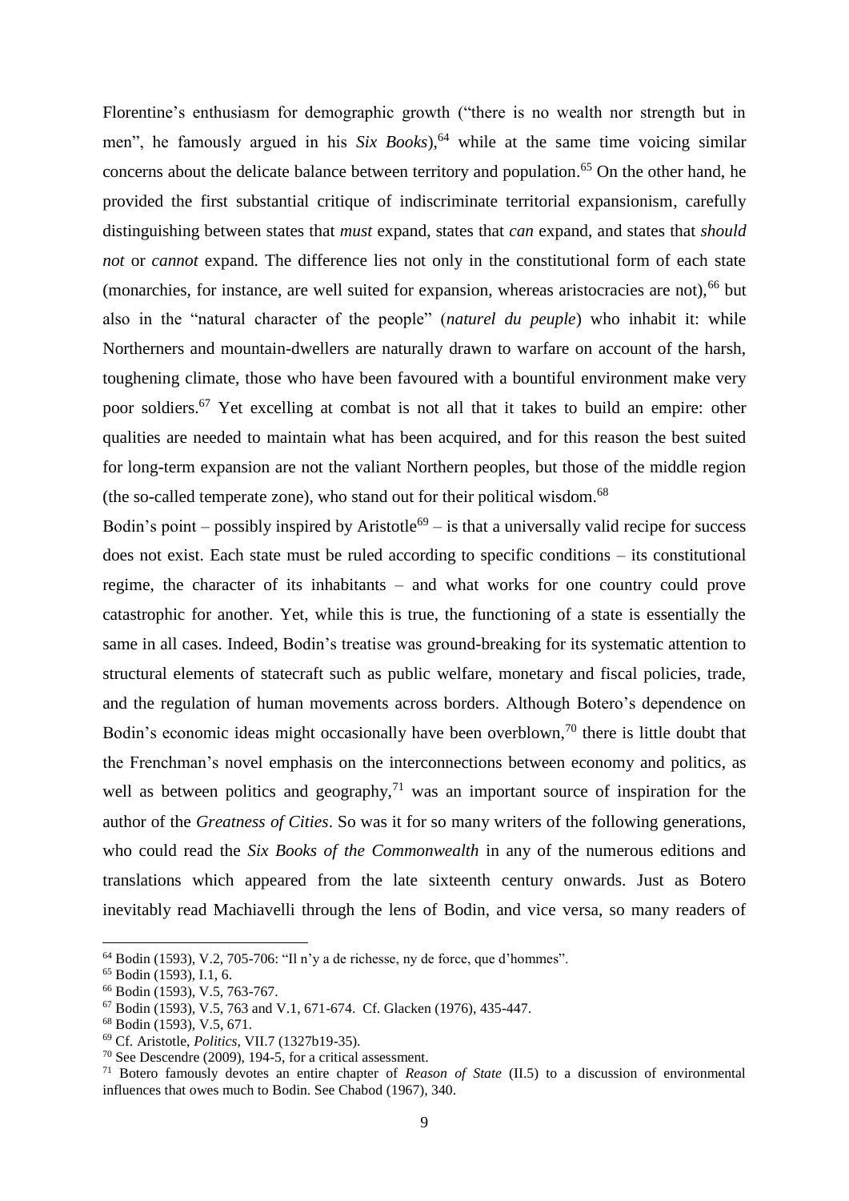Florentine's enthusiasm for demographic growth ("there is no wealth nor strength but in men", he famously argued in his *Six Books*),[64] while at the same time voicing similar concerns about the delicate balance between territory and population.[65] On the other hand, he provided the first substantial critique of indiscriminate territorial expansionism, carefully distinguishing between states that *must* expand, states that *can* expand, and states that *should not* or *cannot* expand. The difference lies not only in the constitutional form of each state (monarchies, for instance, are well suited for expansion, whereas aristocracies are not),[66] but also in the "natural character of the people" (*naturel du peuple*) who inhabit it: while Northerners and mountain-dwellers are naturally drawn to warfare on account of the harsh, toughening climate, those who have been favoured with a bountiful environment make very poor soldiers.[67] Yet excelling at combat is not all that it takes to build an empire: other qualities are needed to maintain what has been acquired, and for this reason the best suited for long-term expansion are not the valiant Northern peoples, but those of the middle region (the so-called temperate zone), who stand out for their political wisdom.[68]

Bodin's point – possibly inspired by Aristotle[69] – is that a universally valid recipe for success does not exist. Each state must be ruled according to specific conditions – its constitutional regime, the character of its inhabitants – and what works for one country could prove catastrophic for another. Yet, while this is true, the functioning of a state is essentially the same in all cases. Indeed, Bodin's treatise was ground-breaking for its systematic attention to structural elements of statecraft such as public welfare, monetary and fiscal policies, trade, and the regulation of human movements across borders. Although Botero's dependence on Bodin's economic ideas might occasionally have been overblown,[70] there is little doubt that the Frenchman's novel emphasis on the interconnections between economy and politics, as well as between politics and geography,[71] was an important source of inspiration for the author of the *Greatness of Cities*. So was it for so many writers of the following generations, who could read the *Six Books of the Commonwealth* in any of the numerous editions and translations which appeared from the late sixteenth century onwards. Just as Botero inevitably read Machiavelli through the lens of Bodin, and vice versa, so many readers of

---

[64] Bodin (1593), V.2, 705-706: "Il n'y a de richesse, ny de force, que d'hommes".

[65] Bodin (1593), I.1, 6.

[66] Bodin (1593), V.5, 763-767.

[67] Bodin (1593), V.5, 763 and V.1, 671-674. Cf. Glacken (1976), 435-447.

[68] Bodin (1593), V.5, 671.

[69] Cf. Aristotle, *Politics*, VII.7 (1327b19-35).

[70] See Descendre (2009), 194-5, for a critical assessment.

[71] Botero famously devotes an entire chapter of *Reason of State* (II.5) to a discussion of environmental influences that owes much to Bodin. See Chabod (1967), 340.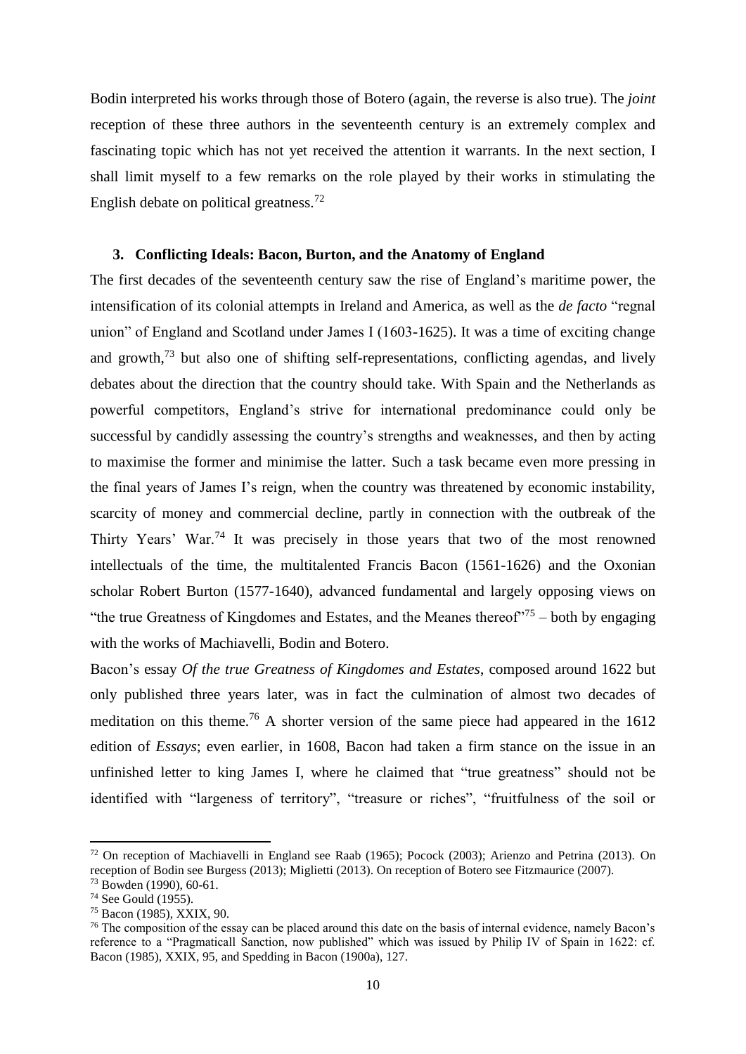Bodin interpreted his works through those of Botero (again, the reverse is also true). The *joint* reception of these three authors in the seventeenth century is an extremely complex and fascinating topic which has not yet received the attention it warrants. In the next section, I shall limit myself to a few remarks on the role played by their works in stimulating the English debate on political greatness.[72]

## 3. Conflicting Ideals: Bacon, Burton, and the Anatomy of England

The first decades of the seventeenth century saw the rise of England's maritime power, the intensification of its colonial attempts in Ireland and America, as well as the *de facto* "regnal union" of England and Scotland under James I (1603-1625). It was a time of exciting change and growth,[73] but also one of shifting self-representations, conflicting agendas, and lively debates about the direction that the country should take. With Spain and the Netherlands as powerful competitors, England's strive for international predominance could only be successful by candidly assessing the country's strengths and weaknesses, and then by acting to maximise the former and minimise the latter. Such a task became even more pressing in the final years of James I's reign, when the country was threatened by economic instability, scarcity of money and commercial decline, partly in connection with the outbreak of the Thirty Years' War.[74] It was precisely in those years that two of the most renowned intellectuals of the time, the multitalented Francis Bacon (1561-1626) and the Oxonian scholar Robert Burton (1577-1640), advanced fundamental and largely opposing views on "the true Greatness of Kingdomes and Estates, and the Meanes thereof"[75] – both by engaging with the works of Machiavelli, Bodin and Botero.

Bacon's essay *Of the true Greatness of Kingdomes and Estates*, composed around 1622 but only published three years later, was in fact the culmination of almost two decades of meditation on this theme.[76] A shorter version of the same piece had appeared in the 1612 edition of *Essays*; even earlier, in 1608, Bacon had taken a firm stance on the issue in an unfinished letter to king James I, where he claimed that "true greatness" should not be identified with "largeness of territory", "treasure or riches", "fruitfulness of the soil or

---

[72] On reception of Machiavelli in England see Raab (1965); Pocock (2003); Arienzo and Petrina (2013). On reception of Bodin see Burgess (2013); Miglietti (2013). On reception of Botero see Fitzmaurice (2007).

[73] Bowden (1990), 60-61.

[74] See Gould (1955).

[75] Bacon (1985), XXIX, 90.

[76] The composition of the essay can be placed around this date on the basis of internal evidence, namely Bacon's reference to a "Pragmaticall Sanction, now published" which was issued by Philip IV of Spain in 1622: cf. Bacon (1985), XXIX, 95, and Spedding in Bacon (1900a), 127.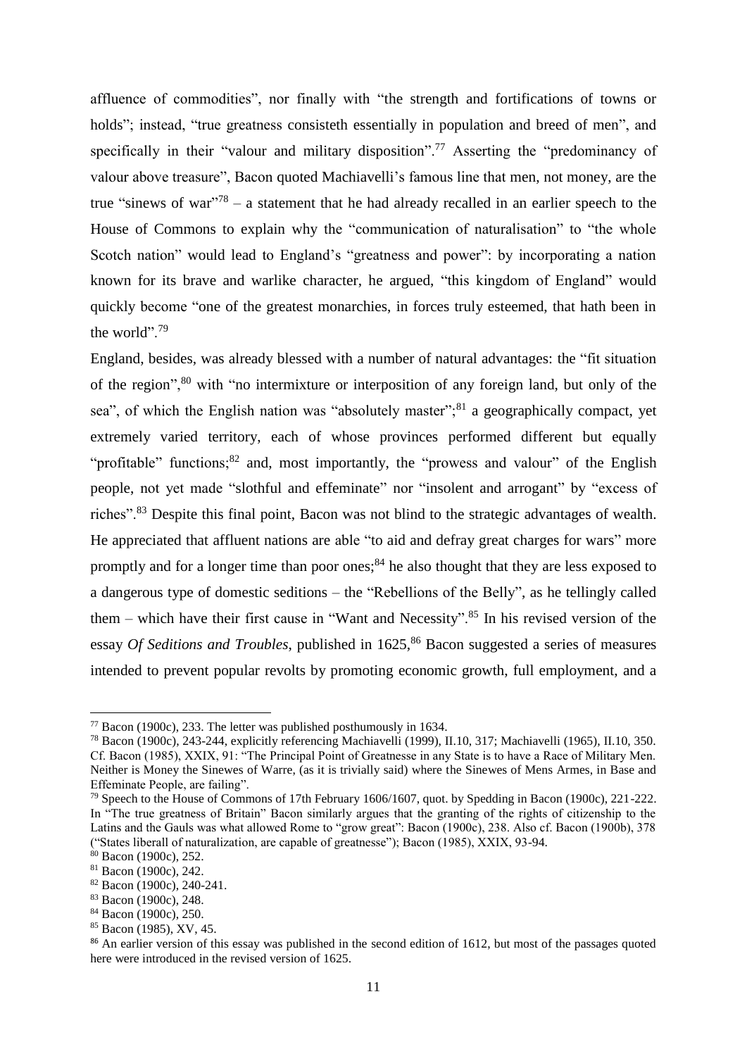affluence of commodities", nor finally with "the strength and fortifications of towns or holds"; instead, "true greatness consisteth essentially in population and breed of men", and specifically in their "valour and military disposition".[77] Asserting the "predominancy of valour above treasure", Bacon quoted Machiavelli's famous line that men, not money, are the true "sinews of war"[78] – a statement that he had already recalled in an earlier speech to the House of Commons to explain why the "communication of naturalisation" to "the whole Scotch nation" would lead to England's "greatness and power": by incorporating a nation known for its brave and warlike character, he argued, "this kingdom of England" would quickly become "one of the greatest monarchies, in forces truly esteemed, that hath been in the world".[79]

England, besides, was already blessed with a number of natural advantages: the "fit situation of the region",[80] with "no intermixture or interposition of any foreign land, but only of the sea", of which the English nation was "absolutely master";[81] a geographically compact, yet extremely varied territory, each of whose provinces performed different but equally "profitable" functions;[82] and, most importantly, the "prowess and valour" of the English people, not yet made "slothful and effeminate" nor "insolent and arrogant" by "excess of riches".[83] Despite this final point, Bacon was not blind to the strategic advantages of wealth. He appreciated that affluent nations are able "to aid and defray great charges for wars" more promptly and for a longer time than poor ones;[84] he also thought that they are less exposed to a dangerous type of domestic seditions – the "Rebellions of the Belly", as he tellingly called them – which have their first cause in "Want and Necessity".[85] In his revised version of the essay *Of Seditions and Troubles*, published in 1625,[86] Bacon suggested a series of measures intended to prevent popular revolts by promoting economic growth, full employment, and a

---

[77] Bacon (1900c), 233. The letter was published posthumously in 1634.

[78] Bacon (1900c), 243-244, explicitly referencing Machiavelli (1999), II.10, 317; Machiavelli (1965), II.10, 350. Cf. Bacon (1985), XXIX, 91: "The Principal Point of Greatnesse in any State is to have a Race of Military Men. Neither is Money the Sinewes of Warre, (as it is trivially said) where the Sinewes of Mens Armes, in Base and Effeminate People, are failing".

[79] Speech to the House of Commons of 17th February 1606/1607, quot. by Spedding in Bacon (1900c), 221-222. In "The true greatness of Britain" Bacon similarly argues that the granting of the rights of citizenship to the Latins and the Gauls was what allowed Rome to "grow great": Bacon (1900c), 238. Also cf. Bacon (1900b), 378 ("States liberall of naturalization, are capable of greatnesse"); Bacon (1985), XXIX, 93-94.

[80] Bacon (1900c), 252.

[81] Bacon (1900c), 242.

[82] Bacon (1900c), 240-241.

[83] Bacon (1900c), 248.

[84] Bacon (1900c), 250.

[85] Bacon (1985), XV, 45.

[86] An earlier version of this essay was published in the second edition of 1612, but most of the passages quoted here were introduced in the revised version of 1625.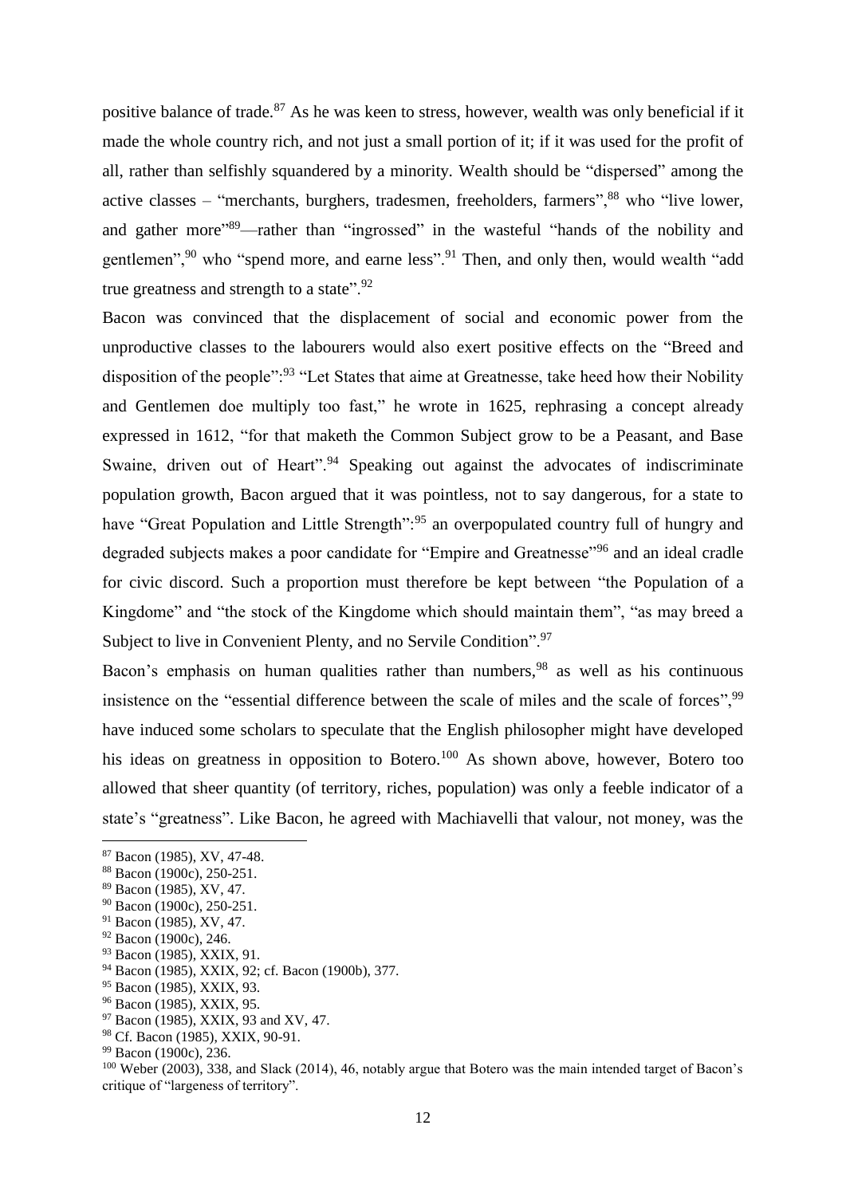positive balance of trade.[87] As he was keen to stress, however, wealth was only beneficial if it made the whole country rich, and not just a small portion of it; if it was used for the profit of all, rather than selfishly squandered by a minority. Wealth should be "dispersed" among the active classes – "merchants, burghers, tradesmen, freeholders, farmers",[88] who "live lower, and gather more"[89]—rather than "ingrossed" in the wasteful "hands of the nobility and gentlemen",[90] who "spend more, and earne less".[91] Then, and only then, would wealth "add true greatness and strength to a state".[92]

Bacon was convinced that the displacement of social and economic power from the unproductive classes to the labourers would also exert positive effects on the "Breed and disposition of the people":[93] "Let States that aime at Greatnesse, take heed how their Nobility and Gentlemen doe multiply too fast," he wrote in 1625, rephrasing a concept already expressed in 1612, "for that maketh the Common Subject grow to be a Peasant, and Base Swaine, driven out of Heart".[94] Speaking out against the advocates of indiscriminate population growth, Bacon argued that it was pointless, not to say dangerous, for a state to have "Great Population and Little Strength":[95] an overpopulated country full of hungry and degraded subjects makes a poor candidate for "Empire and Greatnesse"[96] and an ideal cradle for civic discord. Such a proportion must therefore be kept between "the Population of a Kingdome" and "the stock of the Kingdome which should maintain them", "as may breed a Subject to live in Convenient Plenty, and no Servile Condition".[97]

Bacon's emphasis on human qualities rather than numbers,[98] as well as his continuous insistence on the "essential difference between the scale of miles and the scale of forces",[99] have induced some scholars to speculate that the English philosopher might have developed his ideas on greatness in opposition to Botero.[100] As shown above, however, Botero too allowed that sheer quantity (of territory, riches, population) was only a feeble indicator of a state's "greatness". Like Bacon, he agreed with Machiavelli that valour, not money, was the

---

[87] Bacon (1985), XV, 47-48.
[88] Bacon (1900c), 250-251.
[89] Bacon (1985), XV, 47.
[90] Bacon (1900c), 250-251.
[91] Bacon (1985), XV, 47.
[92] Bacon (1900c), 246.
[93] Bacon (1985), XXIX, 91.
[94] Bacon (1985), XXIX, 92; cf. Bacon (1900b), 377.
[95] Bacon (1985), XXIX, 93.
[96] Bacon (1985), XXIX, 95.
[97] Bacon (1985), XXIX, 93 and XV, 47.
[98] Cf. Bacon (1985), XXIX, 90-91.
[99] Bacon (1900c), 236.
[100] Weber (2003), 338, and Slack (2014), 46, notably argue that Botero was the main intended target of Bacon's critique of "largeness of territory".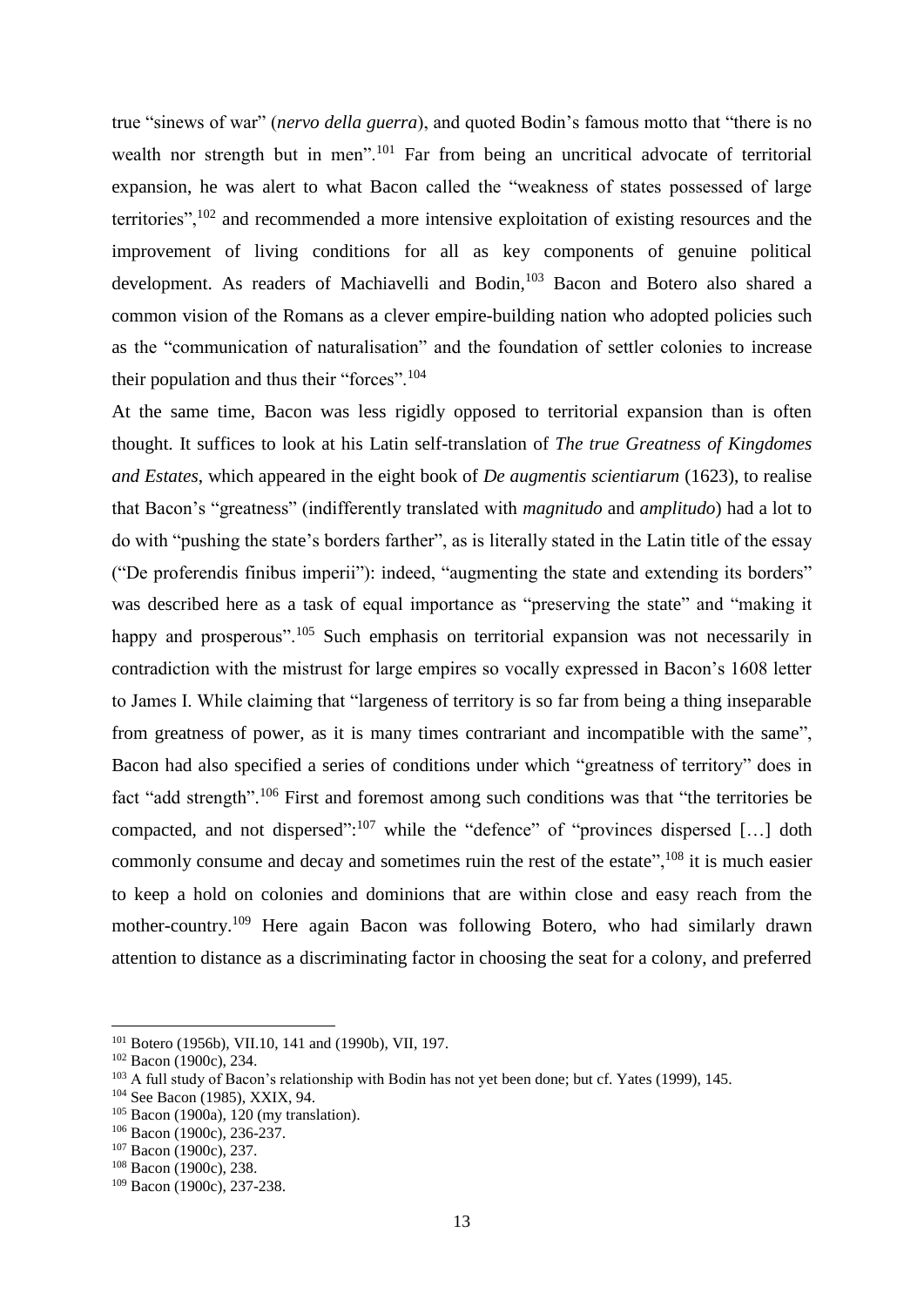true "sinews of war" (*nervo della guerra*), and quoted Bodin's famous motto that "there is no wealth nor strength but in men".[101] Far from being an uncritical advocate of territorial expansion, he was alert to what Bacon called the "weakness of states possessed of large territories",[102] and recommended a more intensive exploitation of existing resources and the improvement of living conditions for all as key components of genuine political development. As readers of Machiavelli and Bodin,[103] Bacon and Botero also shared a common vision of the Romans as a clever empire-building nation who adopted policies such as the "communication of naturalisation" and the foundation of settler colonies to increase their population and thus their "forces".[104]

At the same time, Bacon was less rigidly opposed to territorial expansion than is often thought. It suffices to look at his Latin self-translation of *The true Greatness of Kingdomes and Estates*, which appeared in the eight book of *De augmentis scientiarum* (1623), to realise that Bacon's "greatness" (indifferently translated with *magnitudo* and *amplitudo*) had a lot to do with "pushing the state's borders farther", as is literally stated in the Latin title of the essay ("De proferendis finibus imperii"): indeed, "augmenting the state and extending its borders" was described here as a task of equal importance as "preserving the state" and "making it happy and prosperous".[105] Such emphasis on territorial expansion was not necessarily in contradiction with the mistrust for large empires so vocally expressed in Bacon's 1608 letter to James I. While claiming that "largeness of territory is so far from being a thing inseparable from greatness of power, as it is many times contrariant and incompatible with the same", Bacon had also specified a series of conditions under which "greatness of territory" does in fact "add strength".[106] First and foremost among such conditions was that "the territories be compacted, and not dispersed":[107] while the "defence" of "provinces dispersed […] doth commonly consume and decay and sometimes ruin the rest of the estate",[108] it is much easier to keep a hold on colonies and dominions that are within close and easy reach from the mother-country.[109] Here again Bacon was following Botero, who had similarly drawn attention to distance as a discriminating factor in choosing the seat for a colony, and preferred

---

[101] Botero (1956b), VII.10, 141 and (1990b), VII, 197.

[102] Bacon (1900c), 234.

[103] A full study of Bacon's relationship with Bodin has not yet been done; but cf. Yates (1999), 145.

[104] See Bacon (1985), XXIX, 94.

[105] Bacon (1900a), 120 (my translation).

[106] Bacon (1900c), 236-237.

[107] Bacon (1900c), 237.

[108] Bacon (1900c), 238.

[109] Bacon (1900c), 237-238.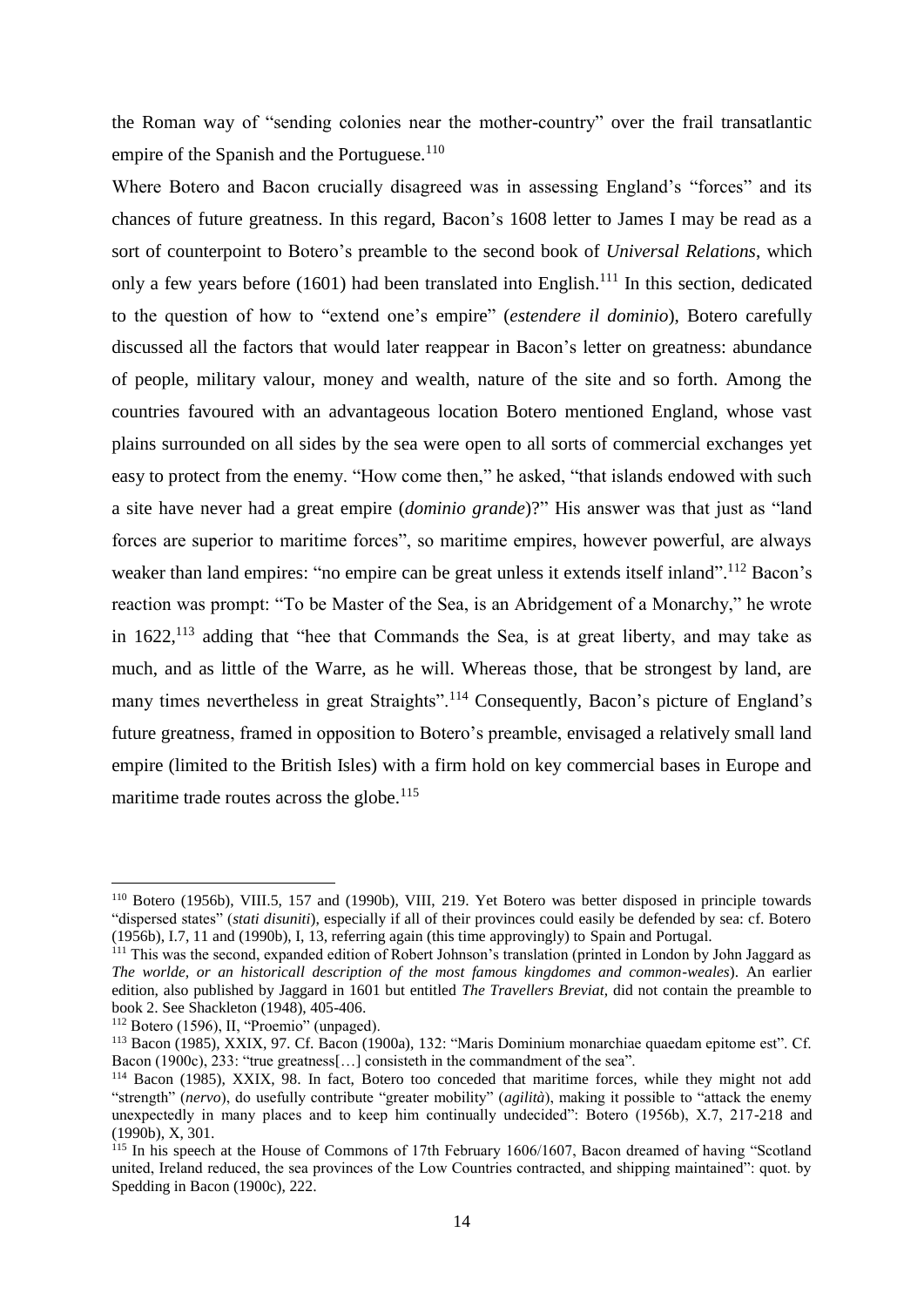the Roman way of "sending colonies near the mother-country" over the frail transatlantic empire of the Spanish and the Portuguese.[110]

Where Botero and Bacon crucially disagreed was in assessing England's "forces" and its chances of future greatness. In this regard, Bacon's 1608 letter to James I may be read as a sort of counterpoint to Botero's preamble to the second book of *Universal Relations*, which only a few years before (1601) had been translated into English.[111] In this section, dedicated to the question of how to "extend one's empire" (*estendere il dominio*), Botero carefully discussed all the factors that would later reappear in Bacon's letter on greatness: abundance of people, military valour, money and wealth, nature of the site and so forth. Among the countries favoured with an advantageous location Botero mentioned England, whose vast plains surrounded on all sides by the sea were open to all sorts of commercial exchanges yet easy to protect from the enemy. "How come then," he asked, "that islands endowed with such a site have never had a great empire (*dominio grande*)?" His answer was that just as "land forces are superior to maritime forces", so maritime empires, however powerful, are always weaker than land empires: "no empire can be great unless it extends itself inland".[112] Bacon's reaction was prompt: "To be Master of the Sea, is an Abridgement of a Monarchy," he wrote in 1622,[113] adding that "hee that Commands the Sea, is at great liberty, and may take as much, and as little of the Warre, as he will. Whereas those, that be strongest by land, are many times nevertheless in great Straights".[114] Consequently, Bacon's picture of England's future greatness, framed in opposition to Botero's preamble, envisaged a relatively small land empire (limited to the British Isles) with a firm hold on key commercial bases in Europe and maritime trade routes across the globe.[115]

---

[110] Botero (1956b), VIII.5, 157 and (1990b), VIII, 219. Yet Botero was better disposed in principle towards "dispersed states" (*stati disuniti*), especially if all of their provinces could easily be defended by sea: cf. Botero (1956b), I.7, 11 and (1990b), I, 13, referring again (this time approvingly) to Spain and Portugal.

[111] This was the second, expanded edition of Robert Johnson's translation (printed in London by John Jaggard as *The worlde, or an historicall description of the most famous kingdomes and common-weales*). An earlier edition, also published by Jaggard in 1601 but entitled *The Travellers Breviat*, did not contain the preamble to book 2. See Shackleton (1948), 405-406.

[112] Botero (1596), II, "Proemio" (unpaged).

[113] Bacon (1985), XXIX, 97. Cf. Bacon (1900a), 132: "Maris Dominium monarchiae quaedam epitome est". Cf. Bacon (1900c), 233: "true greatness[…] consisteth in the commandment of the sea".

[114] Bacon (1985), XXIX, 98. In fact, Botero too conceded that maritime forces, while they might not add "strength" (*nervo*), do usefully contribute "greater mobility" (*agilità*), making it possible to "attack the enemy unexpectedly in many places and to keep him continually undecided": Botero (1956b), X.7, 217-218 and (1990b), X, 301.

[115] In his speech at the House of Commons of 17th February 1606/1607, Bacon dreamed of having "Scotland united, Ireland reduced, the sea provinces of the Low Countries contracted, and shipping maintained": quot. by Spedding in Bacon (1900c), 222.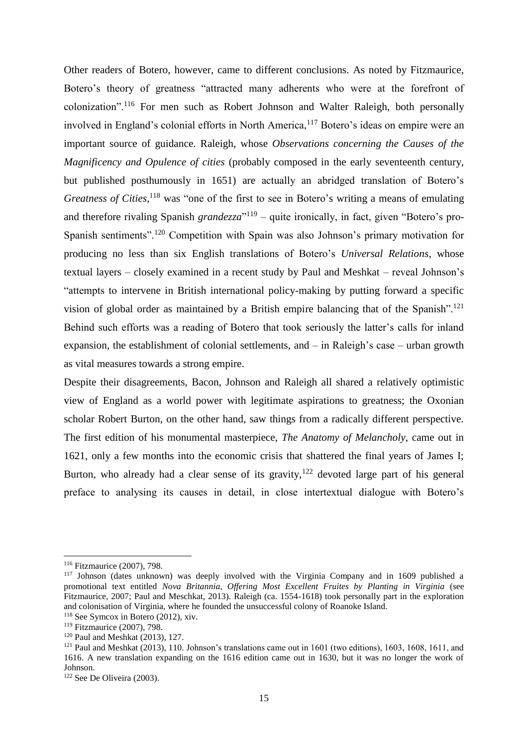Other readers of Botero, however, came to different conclusions. As noted by Fitzmaurice, Botero's theory of greatness "attracted many adherents who were at the forefront of colonization".[116] For men such as Robert Johnson and Walter Raleigh, both personally involved in England's colonial efforts in North America,[117] Botero's ideas on empire were an important source of guidance. Raleigh, whose *Observations concerning the Causes of the Magnificency and Opulence of cities* (probably composed in the early seventeenth century, but published posthumously in 1651) are actually an abridged translation of Botero's *Greatness of Cities*,[118] was "one of the first to see in Botero's writing a means of emulating and therefore rivaling Spanish *grandezza*"[119] – quite ironically, in fact, given "Botero's pro-Spanish sentiments".[120] Competition with Spain was also Johnson's primary motivation for producing no less than six English translations of Botero's *Universal Relations*, whose textual layers – closely examined in a recent study by Paul and Meshkat – reveal Johnson's "attempts to intervene in British international policy-making by putting forward a specific vision of global order as maintained by a British empire balancing that of the Spanish".[121] Behind such efforts was a reading of Botero that took seriously the latter's calls for inland expansion, the establishment of colonial settlements, and – in Raleigh's case – urban growth as vital measures towards a strong empire.

Despite their disagreements, Bacon, Johnson and Raleigh all shared a relatively optimistic view of England as a world power with legitimate aspirations to greatness; the Oxonian scholar Robert Burton, on the other hand, saw things from a radically different perspective. The first edition of his monumental masterpiece, *The Anatomy of Melancholy*, came out in 1621, only a few months into the economic crisis that shattered the final years of James I; Burton, who already had a clear sense of its gravity,[122] devoted large part of his general preface to analysing its causes in detail, in close intertextual dialogue with Botero's

---

[116] Fitzmaurice (2007), 798.

[117] Johnson (dates unknown) was deeply involved with the Virginia Company and in 1609 published a promotional text entitled *Nova Britannia, Offering Most Excellent Fruites by Planting in Virginia* (see Fitzmaurice, 2007; Paul and Meschkat, 2013). Raleigh (ca. 1554-1618) took personally part in the exploration and colonisation of Virginia, where he founded the unsuccessful colony of Roanoke Island.

[118] See Symcox in Botero (2012), xiv.

[119] Fitzmaurice (2007), 798.

[120] Paul and Meshkat (2013), 127.

[121] Paul and Meshkat (2013), 110. Johnson's translations came out in 1601 (two editions), 1603, 1608, 1611, and 1616. A new translation expanding on the 1616 edition came out in 1630, but it was no longer the work of Johnson.

[122] See De Oliveira (2003).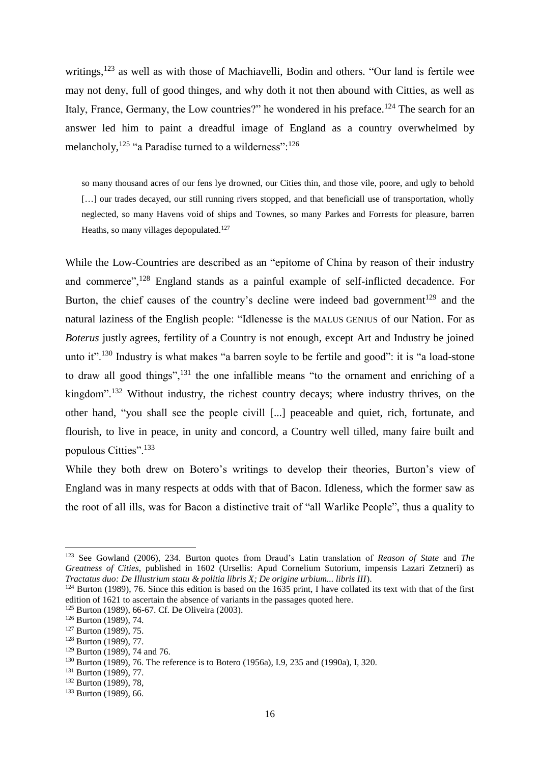writings,[123] as well as with those of Machiavelli, Bodin and others. "Our land is fertile wee may not deny, full of good thinges, and why doth it not then abound with Citties, as well as Italy, France, Germany, the Low countries?" he wondered in his preface.[124] The search for an answer led him to paint a dreadful image of England as a country overwhelmed by melancholy,[125] "a Paradise turned to a wilderness":[126]

> so many thousand acres of our fens lye drowned, our Cities thin, and those vile, poore, and ugly to behold […] our trades decayed, our still running rivers stopped, and that beneficiall use of transportation, wholly neglected, so many Havens void of ships and Townes, so many Parkes and Forrests for pleasure, barren Heaths, so many villages depopulated.[127]

While the Low-Countries are described as an "epitome of China by reason of their industry and commerce",[128] England stands as a painful example of self-inflicted decadence. For Burton, the chief causes of the country's decline were indeed bad government[129] and the natural laziness of the English people: "Idlenesse is the MALUS GENIUS of our Nation. For as *Boterus* justly agrees, fertility of a Country is not enough, except Art and Industry be joined unto it".[130] Industry is what makes "a barren soyle to be fertile and good": it is "a load-stone to draw all good things",[131] the one infallible means "to the ornament and enriching of a kingdom".[132] Without industry, the richest country decays; where industry thrives, on the other hand, "you shall see the people civill [...] peaceable and quiet, rich, fortunate, and flourish, to live in peace, in unity and concord, a Country well tilled, many faire built and populous Citties".[133]

While they both drew on Botero's writings to develop their theories, Burton's view of England was in many respects at odds with that of Bacon. Idleness, which the former saw as the root of all ills, was for Bacon a distinctive trait of "all Warlike People", thus a quality to

---

[123] See Gowland (2006), 234. Burton quotes from Draud's Latin translation of *Reason of State* and *The Greatness of Cities*, published in 1602 (Ursellis: Apud Cornelium Sutorium, impensis Lazari Zetzneri) as *Tractatus duo: De Illustrium statu & politia libris X; De origine urbium... libris III*).

[124] Burton (1989), 76. Since this edition is based on the 1635 print, I have collated its text with that of the first edition of 1621 to ascertain the absence of variants in the passages quoted here.

[125] Burton (1989), 66-67. Cf. De Oliveira (2003).

[126] Burton (1989), 74.

[127] Burton (1989), 75.

[128] Burton (1989), 77.

[129] Burton (1989), 74 and 76.

[130] Burton (1989), 76. The reference is to Botero (1956a), I.9, 235 and (1990a), I, 320.

[131] Burton (1989), 77.

[132] Burton (1989), 78,

[133] Burton (1989), 66.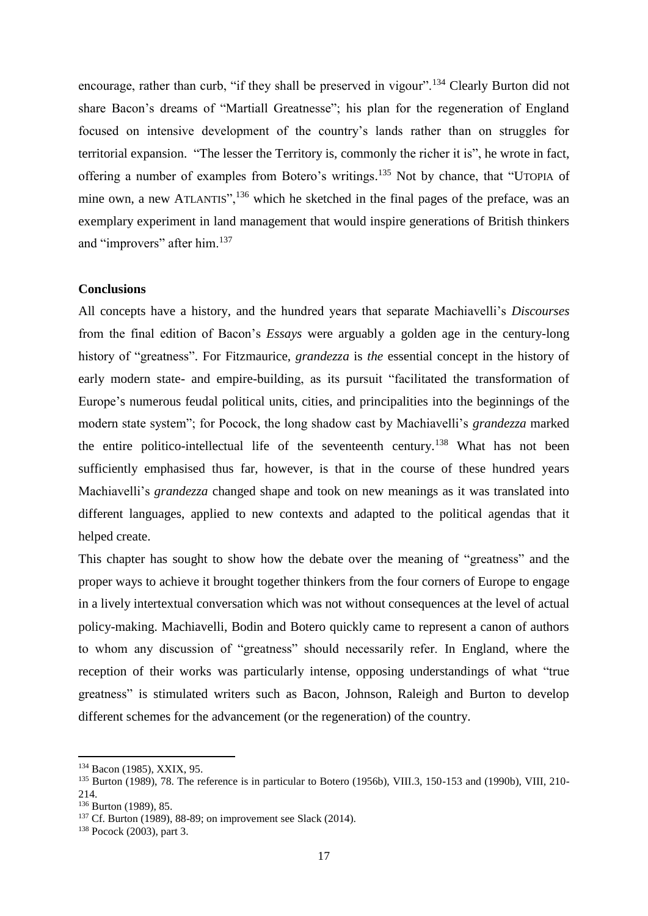encourage, rather than curb, "if they shall be preserved in vigour".[134] Clearly Burton did not share Bacon's dreams of "Martiall Greatnesse"; his plan for the regeneration of England focused on intensive development of the country's lands rather than on struggles for territorial expansion. "The lesser the Territory is, commonly the richer it is", he wrote in fact, offering a number of examples from Botero's writings.[135] Not by chance, that "UTOPIA of mine own, a new ATLANTIS",[136] which he sketched in the final pages of the preface, was an exemplary experiment in land management that would inspire generations of British thinkers and "improvers" after him.[137]

**Conclusions**

All concepts have a history, and the hundred years that separate Machiavelli's *Discourses* from the final edition of Bacon's *Essays* were arguably a golden age in the century-long history of "greatness". For Fitzmaurice, *grandezza* is *the* essential concept in the history of early modern state- and empire-building, as its pursuit "facilitated the transformation of Europe's numerous feudal political units, cities, and principalities into the beginnings of the modern state system"; for Pocock, the long shadow cast by Machiavelli's *grandezza* marked the entire politico-intellectual life of the seventeenth century.[138] What has not been sufficiently emphasised thus far, however, is that in the course of these hundred years Machiavelli's *grandezza* changed shape and took on new meanings as it was translated into different languages, applied to new contexts and adapted to the political agendas that it helped create.

This chapter has sought to show how the debate over the meaning of "greatness" and the proper ways to achieve it brought together thinkers from the four corners of Europe to engage in a lively intertextual conversation which was not without consequences at the level of actual policy-making. Machiavelli, Bodin and Botero quickly came to represent a canon of authors to whom any discussion of "greatness" should necessarily refer. In England, where the reception of their works was particularly intense, opposing understandings of what "true greatness" is stimulated writers such as Bacon, Johnson, Raleigh and Burton to develop different schemes for the advancement (or the regeneration) of the country.

---

[134] Bacon (1985), XXIX, 95.

[135] Burton (1989), 78. The reference is in particular to Botero (1956b), VIII.3, 150-153 and (1990b), VIII, 210-214.

[136] Burton (1989), 85.

[137] Cf. Burton (1989), 88-89; on improvement see Slack (2014).

[138] Pocock (2003), part 3.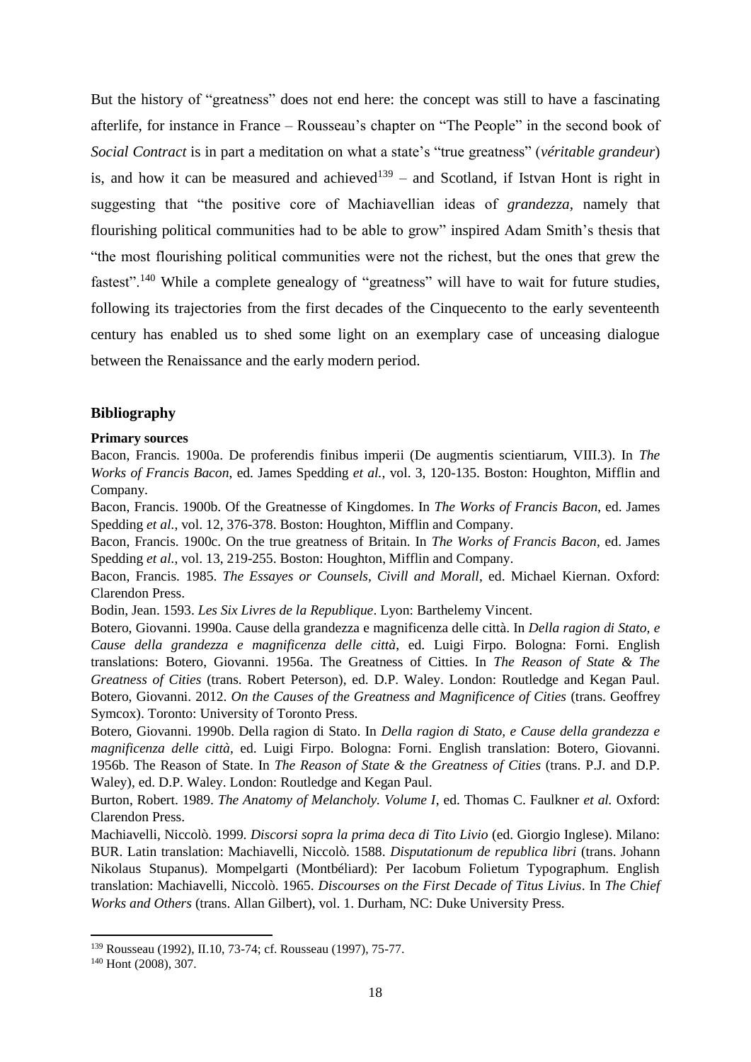But the history of "greatness" does not end here: the concept was still to have a fascinating afterlife, for instance in France – Rousseau's chapter on "The People" in the second book of *Social Contract* is in part a meditation on what a state's "true greatness" (*véritable grandeur*) is, and how it can be measured and achieved[139] – and Scotland, if Istvan Hont is right in suggesting that "the positive core of Machiavellian ideas of *grandezza*, namely that flourishing political communities had to be able to grow" inspired Adam Smith's thesis that "the most flourishing political communities were not the richest, but the ones that grew the fastest".[140] While a complete genealogy of "greatness" will have to wait for future studies, following its trajectories from the first decades of the Cinquecento to the early seventeenth century has enabled us to shed some light on an exemplary case of unceasing dialogue between the Renaissance and the early modern period.

## Bibliography

### Primary sources

Bacon, Francis. 1900a. De proferendis finibus imperii (De augmentis scientiarum, VIII.3). In *The Works of Francis Bacon*, ed. James Spedding *et al.*, vol. 3, 120-135. Boston: Houghton, Mifflin and Company.

Bacon, Francis. 1900b. Of the Greatnesse of Kingdomes. In *The Works of Francis Bacon*, ed. James Spedding *et al.*, vol. 12, 376-378. Boston: Houghton, Mifflin and Company.

Bacon, Francis. 1900c. On the true greatness of Britain. In *The Works of Francis Bacon*, ed. James Spedding *et al.*, vol. 13, 219-255. Boston: Houghton, Mifflin and Company.

Bacon, Francis. 1985. *The Essayes or Counsels, Civill and Morall*, ed. Michael Kiernan. Oxford: Clarendon Press.

Bodin, Jean. 1593. *Les Six Livres de la Republique*. Lyon: Barthelemy Vincent.

Botero, Giovanni. 1990a. Cause della grandezza e magnificenza delle città. In *Della ragion di Stato, e Cause della grandezza e magnificenza delle città*, ed. Luigi Firpo. Bologna: Forni. English translations: Botero, Giovanni. 1956a. The Greatness of Citties. In *The Reason of State & The Greatness of Cities* (trans. Robert Peterson), ed. D.P. Waley. London: Routledge and Kegan Paul. Botero, Giovanni. 2012. *On the Causes of the Greatness and Magnificence of Cities* (trans. Geoffrey Symcox). Toronto: University of Toronto Press.

Botero, Giovanni. 1990b. Della ragion di Stato. In *Della ragion di Stato, e Cause della grandezza e magnificenza delle città*, ed. Luigi Firpo. Bologna: Forni. English translation: Botero, Giovanni. 1956b. The Reason of State. In *The Reason of State & the Greatness of Cities* (trans. P.J. and D.P. Waley), ed. D.P. Waley. London: Routledge and Kegan Paul.

Burton, Robert. 1989. *The Anatomy of Melancholy. Volume I*, ed. Thomas C. Faulkner *et al.* Oxford: Clarendon Press.

Machiavelli, Niccolò. 1999. *Discorsi sopra la prima deca di Tito Livio* (ed. Giorgio Inglese). Milano: BUR. Latin translation: Machiavelli, Niccolò. 1588. *Disputationum de republica libri* (trans. Johann Nikolaus Stupanus). Mompelgarti (Montbéliard): Per Iacobum Folietum Typographum. English translation: Machiavelli, Niccolò. 1965. *Discourses on the First Decade of Titus Livius*. In *The Chief Works and Others* (trans. Allan Gilbert), vol. 1. Durham, NC: Duke University Press.

[139] Rousseau (1992), II.10, 73-74; cf. Rousseau (1997), 75-77.

[140] Hont (2008), 307.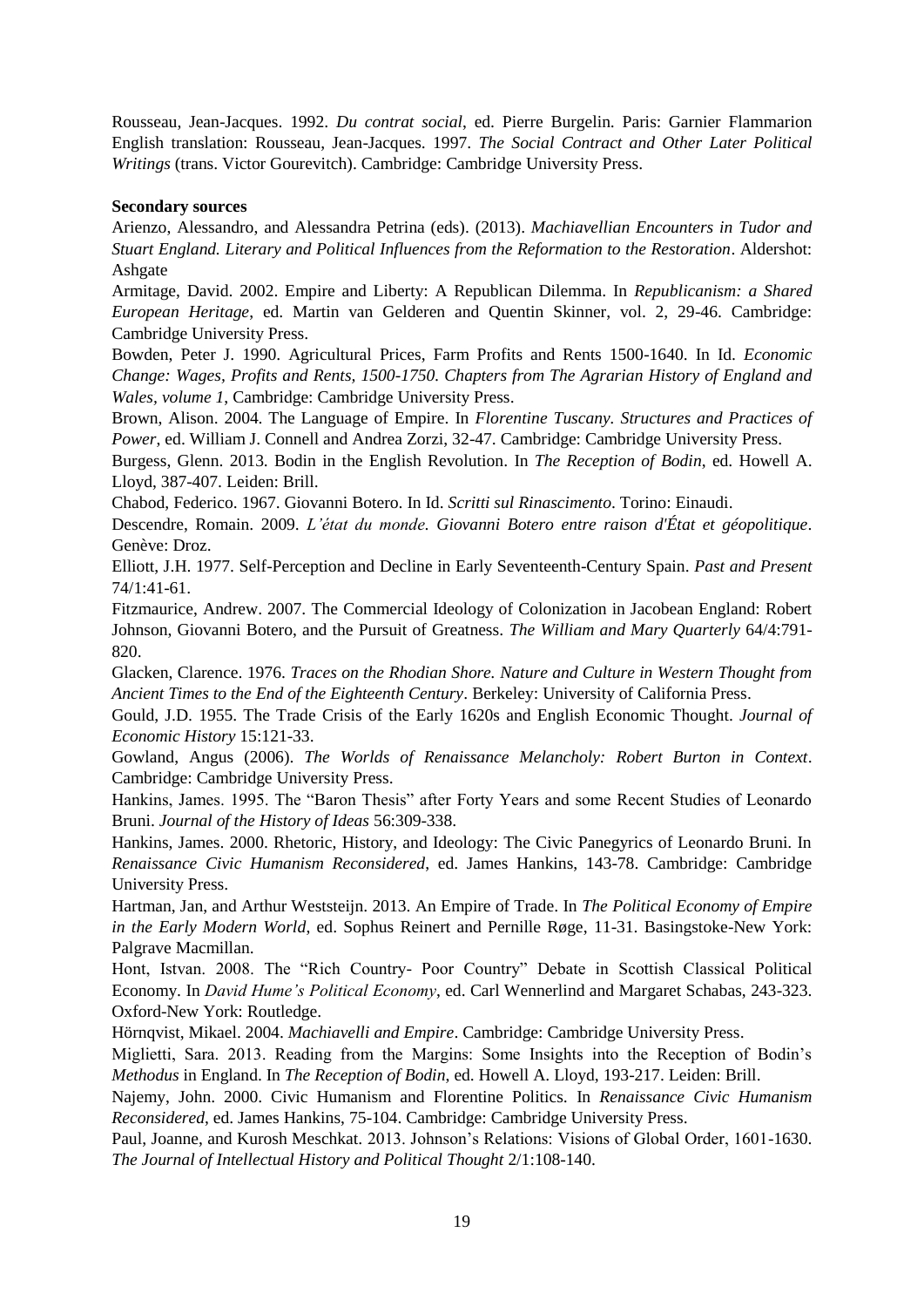Rousseau, Jean-Jacques. 1992. *Du contrat social*, ed. Pierre Burgelin. Paris: Garnier Flammarion English translation: Rousseau, Jean-Jacques. 1997. *The Social Contract and Other Later Political Writings* (trans. Victor Gourevitch). Cambridge: Cambridge University Press.

**Secondary sources**

Arienzo, Alessandro, and Alessandra Petrina (eds). (2013). *Machiavellian Encounters in Tudor and Stuart England. Literary and Political Influences from the Reformation to the Restoration*. Aldershot: Ashgate

Armitage, David. 2002. Empire and Liberty: A Republican Dilemma. In *Republicanism: a Shared European Heritage*, ed. Martin van Gelderen and Quentin Skinner, vol. 2, 29-46. Cambridge: Cambridge University Press.

Bowden, Peter J. 1990. Agricultural Prices, Farm Profits and Rents 1500-1640. In Id. *Economic Change: Wages, Profits and Rents, 1500-1750. Chapters from The Agrarian History of England and Wales, volume 1*, Cambridge: Cambridge University Press.

Brown, Alison. 2004. The Language of Empire. In *Florentine Tuscany. Structures and Practices of Power*, ed. William J. Connell and Andrea Zorzi, 32-47. Cambridge: Cambridge University Press.

Burgess, Glenn. 2013. Bodin in the English Revolution. In *The Reception of Bodin*, ed. Howell A. Lloyd, 387-407. Leiden: Brill.

Chabod, Federico. 1967. Giovanni Botero. In Id. *Scritti sul Rinascimento*. Torino: Einaudi.

Descendre, Romain. 2009. *L'état du monde. Giovanni Botero entre raison d'État et géopolitique*. Genève: Droz.

Elliott, J.H. 1977. Self-Perception and Decline in Early Seventeenth-Century Spain. *Past and Present* 74/1:41-61.

Fitzmaurice, Andrew. 2007. The Commercial Ideology of Colonization in Jacobean England: Robert Johnson, Giovanni Botero, and the Pursuit of Greatness. *The William and Mary Quarterly* 64/4:791-820.

Glacken, Clarence. 1976. *Traces on the Rhodian Shore. Nature and Culture in Western Thought from Ancient Times to the End of the Eighteenth Century*. Berkeley: University of California Press.

Gould, J.D. 1955. The Trade Crisis of the Early 1620s and English Economic Thought. *Journal of Economic History* 15:121-33.

Gowland, Angus (2006). *The Worlds of Renaissance Melancholy: Robert Burton in Context*. Cambridge: Cambridge University Press.

Hankins, James. 1995. The "Baron Thesis" after Forty Years and some Recent Studies of Leonardo Bruni. *Journal of the History of Ideas* 56:309-338.

Hankins, James. 2000. Rhetoric, History, and Ideology: The Civic Panegyrics of Leonardo Bruni. In *Renaissance Civic Humanism Reconsidered*, ed. James Hankins, 143-78. Cambridge: Cambridge University Press.

Hartman, Jan, and Arthur Weststeijn. 2013. An Empire of Trade. In *The Political Economy of Empire in the Early Modern World*, ed. Sophus Reinert and Pernille Røge, 11-31. Basingstoke-New York: Palgrave Macmillan.

Hont, Istvan. 2008. The "Rich Country- Poor Country" Debate in Scottish Classical Political Economy. In *David Hume's Political Economy*, ed. Carl Wennerlind and Margaret Schabas, 243-323. Oxford-New York: Routledge.

Hörnqvist, Mikael. 2004. *Machiavelli and Empire*. Cambridge: Cambridge University Press.

Miglietti, Sara. 2013. Reading from the Margins: Some Insights into the Reception of Bodin's *Methodus* in England. In *The Reception of Bodin*, ed. Howell A. Lloyd, 193-217. Leiden: Brill.

Najemy, John. 2000. Civic Humanism and Florentine Politics. In *Renaissance Civic Humanism Reconsidered*, ed. James Hankins, 75-104. Cambridge: Cambridge University Press.

Paul, Joanne, and Kurosh Meschkat. 2013. Johnson's Relations: Visions of Global Order, 1601-1630. *The Journal of Intellectual History and Political Thought* 2/1:108-140.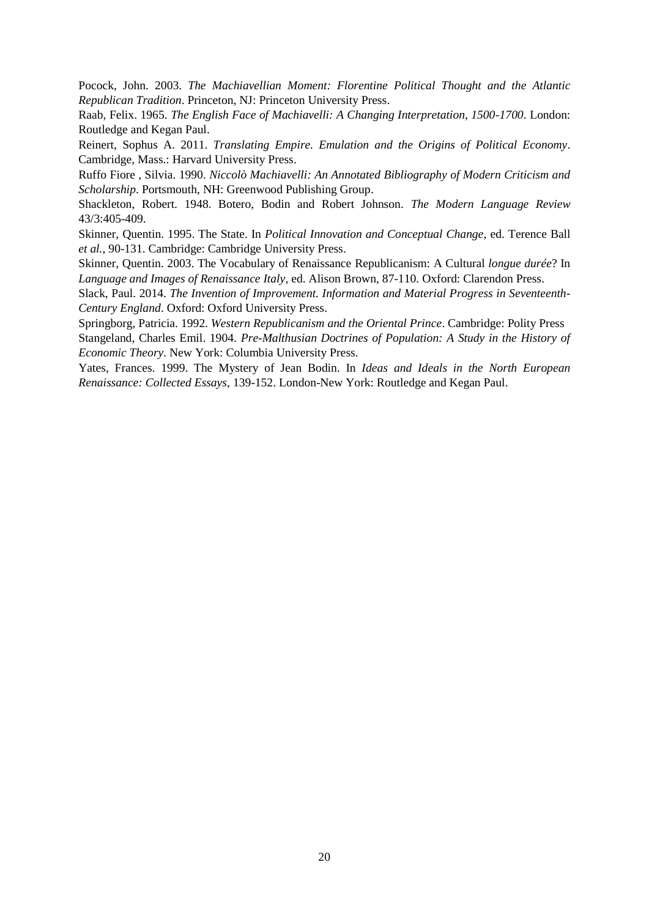Pocock, John. 2003. *The Machiavellian Moment: Florentine Political Thought and the Atlantic Republican Tradition*. Princeton, NJ: Princeton University Press.

Raab, Felix. 1965. *The English Face of Machiavelli: A Changing Interpretation, 1500-1700*. London: Routledge and Kegan Paul.

Reinert, Sophus A. 2011. *Translating Empire. Emulation and the Origins of Political Economy*. Cambridge, Mass.: Harvard University Press.

Ruffo Fiore , Silvia. 1990. *Niccolò Machiavelli: An Annotated Bibliography of Modern Criticism and Scholarship*. Portsmouth, NH: Greenwood Publishing Group.

Shackleton, Robert. 1948. Botero, Bodin and Robert Johnson. *The Modern Language Review* 43/3:405-409.

Skinner, Quentin. 1995. The State. In *Political Innovation and Conceptual Change*, ed. Terence Ball *et al.*, 90-131. Cambridge: Cambridge University Press.

Skinner, Quentin. 2003. The Vocabulary of Renaissance Republicanism: A Cultural *longue durée*? In *Language and Images of Renaissance Italy*, ed. Alison Brown, 87-110. Oxford: Clarendon Press.

Slack, Paul. 2014. *The Invention of Improvement. Information and Material Progress in Seventeenth-Century England*. Oxford: Oxford University Press.

Springborg, Patricia. 1992. *Western Republicanism and the Oriental Prince*. Cambridge: Polity Press

Stangeland, Charles Emil. 1904. *Pre-Malthusian Doctrines of Population: A Study in the History of Economic Theory*. New York: Columbia University Press.

Yates, Frances. 1999. The Mystery of Jean Bodin. In *Ideas and Ideals in the North European Renaissance: Collected Essays*, 139-152. London-New York: Routledge and Kegan Paul.